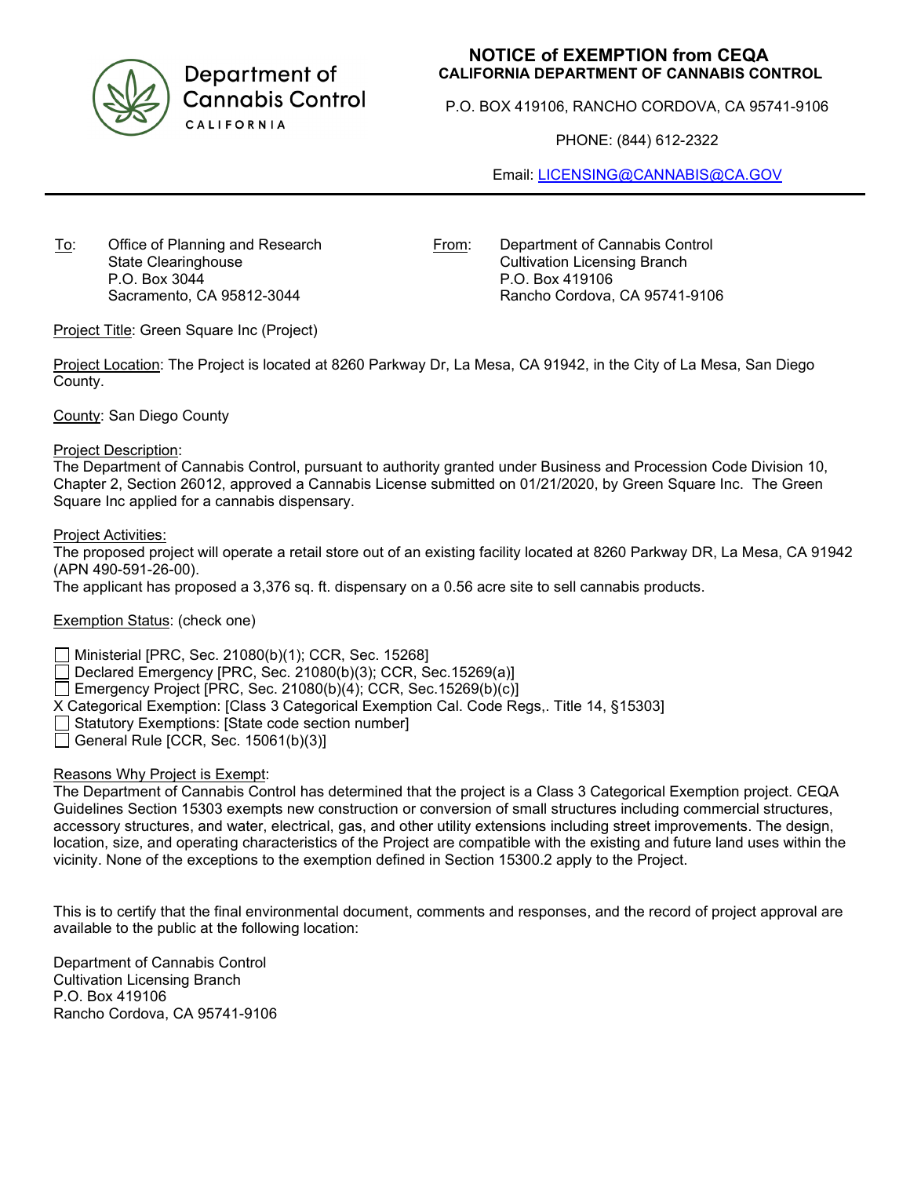Department of Cannabis Control
CALIFORNIA

# NOTICE of EXEMPTION from CEQA
## CALIFORNIA DEPARTMENT OF CANNABIS CONTROL

P.O. BOX 419106, RANCHO CORDOVA, CA 95741-9106

PHONE: (844) 612-2322

Email: LICENSING@CANNABIS@CA.GOV

---

To: Office of Planning and Research
State Clearinghouse
P.O. Box 3044
Sacramento, CA 95812-3044

From: Department of Cannabis Control
Cultivation Licensing Branch
P.O. Box 419106
Rancho Cordova, CA 95741-9106

Project Title: Green Square Inc (Project)

Project Location: The Project is located at 8260 Parkway Dr, La Mesa, CA 91942, in the City of La Mesa, San Diego County.

County: San Diego County

Project Description:
The Department of Cannabis Control, pursuant to authority granted under Business and Procession Code Division 10, Chapter 2, Section 26012, approved a Cannabis License submitted on 01/21/2020, by Green Square Inc. The Green Square Inc applied for a cannabis dispensary.

Project Activities:
The proposed project will operate a retail store out of an existing facility located at 8260 Parkway DR, La Mesa, CA 91942 (APN 490-591-26-00).
The applicant has proposed a 3,376 sq. ft. dispensary on a 0.56 acre site to sell cannabis products.

Exemption Status: (check one)

☐ Ministerial [PRC, Sec. 21080(b)(1); CCR, Sec. 15268]
☐ Declared Emergency [PRC, Sec. 21080(b)(3); CCR, Sec.15269(a)]
☐ Emergency Project [PRC, Sec. 21080(b)(4); CCR, Sec.15269(b)(c)]
X Categorical Exemption: [Class 3 Categorical Exemption Cal. Code Regs,. Title 14, §15303]
☐ Statutory Exemptions: [State code section number]
☐ General Rule [CCR, Sec. 15061(b)(3)]

Reasons Why Project is Exempt:
The Department of Cannabis Control has determined that the project is a Class 3 Categorical Exemption project. CEQA Guidelines Section 15303 exempts new construction or conversion of small structures including commercial structures, accessory structures, and water, electrical, gas, and other utility extensions including street improvements. The design, location, size, and operating characteristics of the Project are compatible with the existing and future land uses within the vicinity. None of the exceptions to the exemption defined in Section 15300.2 apply to the Project.

This is to certify that the final environmental document, comments and responses, and the record of project approval are available to the public at the following location:

Department of Cannabis Control
Cultivation Licensing Branch
P.O. Box 419106
Rancho Cordova, CA 95741-9106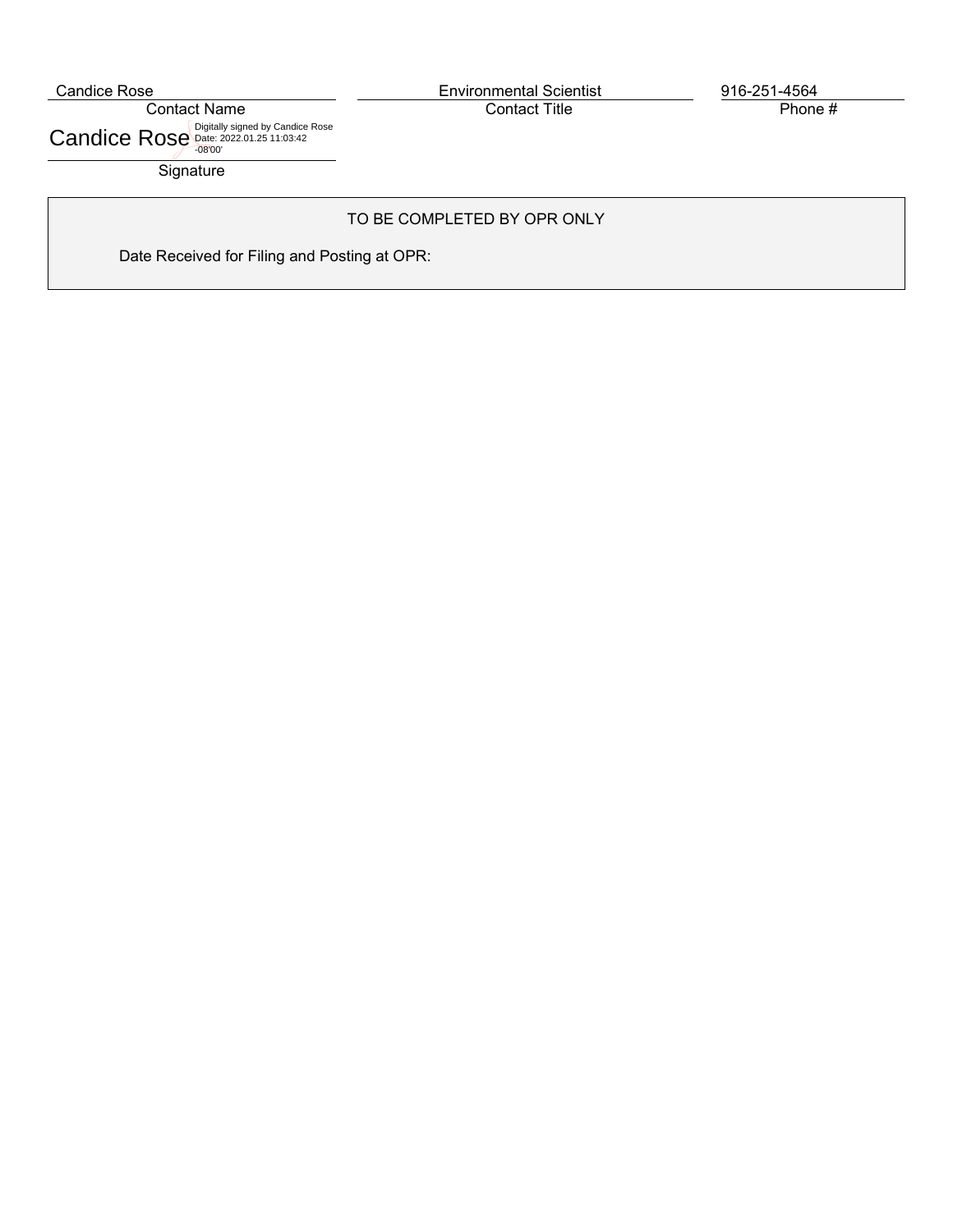| | | |
|---|---|---|
| Candice Rose | Environmental Scientist | 916-251-4564 |
| Contact Name | Contact Title | Phone # |

Candice Rose Digitally signed by Candice Rose Date: 2022.01.25 11:03:42 -08'00'

Signature

TO BE COMPLETED BY OPR ONLY

Date Received for Filing and Posting at OPR: